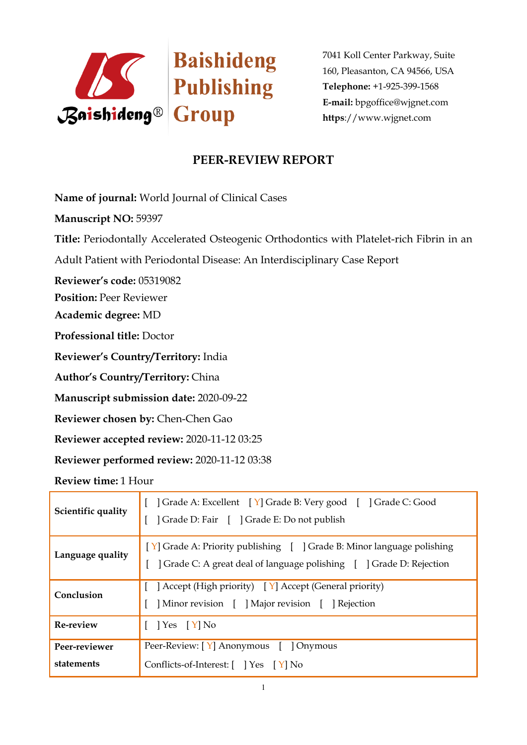Baishideng Publishing Group

7041 Koll Center Parkway, Suite 160, Pleasanton, CA 94566, USA
**Telephone:** +1-925-399-1568
**E-mail:** bpgoffice@wjgnet.com
**https**://www.wjgnet.com

# PEER-REVIEW REPORT

**Name of journal:** World Journal of Clinical Cases

**Manuscript NO:** 59397

**Title:** Periodontally Accelerated Osteogenic Orthodontics with Platelet-rich Fibrin in an Adult Patient with Periodontal Disease: An Interdisciplinary Case Report

**Reviewer's code:** 05319082

**Position:** Peer Reviewer

**Academic degree:** MD

**Professional title:** Doctor

**Reviewer's Country/Territory:** India

**Author's Country/Territory:** China

**Manuscript submission date:** 2020-09-22

**Reviewer chosen by:** Chen-Chen Gao

**Reviewer accepted review:** 2020-11-12 03:25

**Reviewer performed review:** 2020-11-12 03:38

**Review time:** 1 Hour

| | |
|---|---|
| **Scientific quality** | [ ] Grade A: Excellent [ Y] Grade B: Very good [ ] Grade C: Good [ ] Grade D: Fair [ ] Grade E: Do not publish |
| **Language quality** | [ Y] Grade A: Priority publishing [ ] Grade B: Minor language polishing [ ] Grade C: A great deal of language polishing [ ] Grade D: Rejection |
| **Conclusion** | [ ] Accept (High priority) [ Y] Accept (General priority) [ ] Minor revision [ ] Major revision [ ] Rejection |
| **Re-review** | [ ] Yes [ Y] No |
| **Peer-reviewer statements** | Peer-Review: [ Y] Anonymous [ ] Onymous Conflicts-of-Interest: [ ] Yes [ Y] No |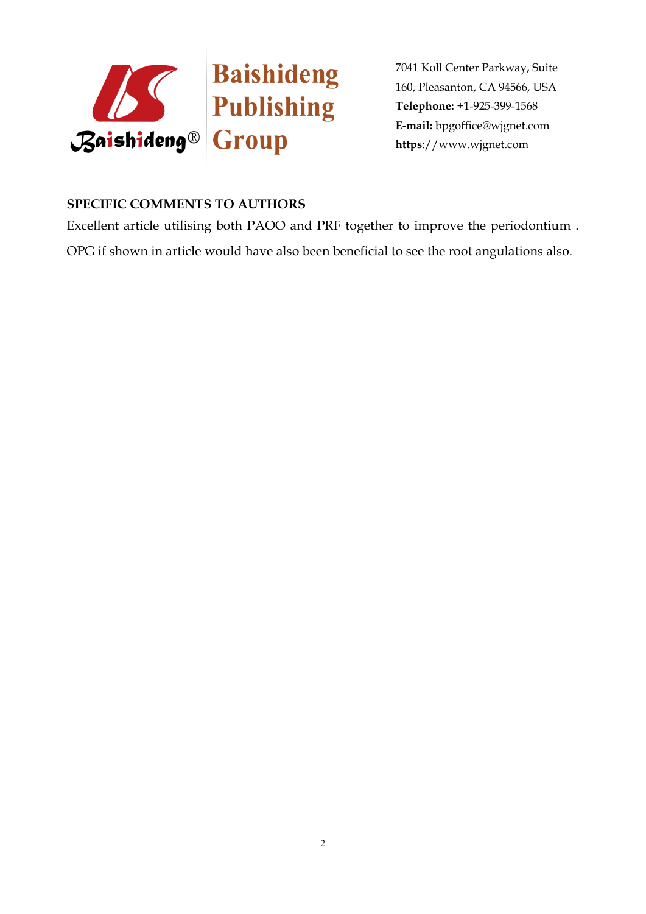**SPECIFIC COMMENTS TO AUTHORS**

Excellent article utilising both PAOO and PRF together to improve the periodontium . OPG if shown in article would have also been beneficial to see the root angulations also.